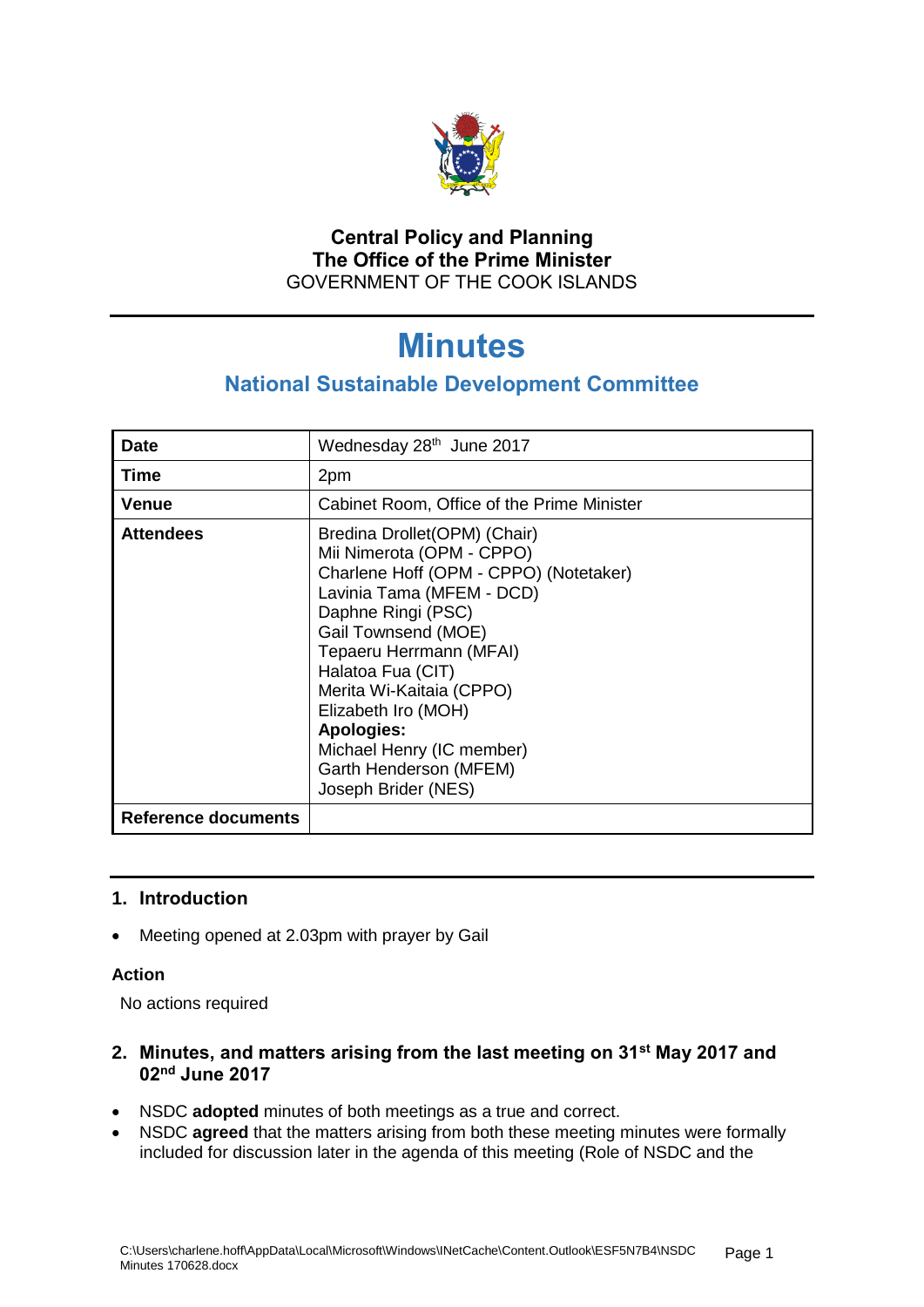**Central Policy and Planning**
**The Office of the Prime Minister**
GOVERNMENT OF THE COOK ISLANDS

# Minutes

## National Sustainable Development Committee

| | |
|---|---|
| **Date** | Wednesday 28th June 2017 |
| **Time** | 2pm |
| **Venue** | Cabinet Room, Office of the Prime Minister |
| **Attendees** | Bredina Drollet(OPM) (Chair)<br>Mii Nimerota (OPM - CPPO)<br>Charlene Hoff (OPM - CPPO) (Notetaker)<br>Lavinia Tama (MFEM - DCD)<br>Daphne Ringi (PSC)<br>Gail Townsend (MOE)<br>Tepaeru Herrmann (MFAI)<br>Halatoa Fua (CIT)<br>Merita Wi-Kaitaia (CPPO)<br>Elizabeth Iro (MOH)<br>**Apologies:**<br>Michael Henry (IC member)<br>Garth Henderson (MFEM)<br>Joseph Brider (NES) |
| **Reference documents** | |

### 1. Introduction

- Meeting opened at 2.03pm with prayer by Gail

#### Action

No actions required

### 2. Minutes, and matters arising from the last meeting on 31st May 2017 and 02nd June 2017

- NSDC **adopted** minutes of both meetings as a true and correct.
- NSDC **agreed** that the matters arising from both these meeting minutes were formally included for discussion later in the agenda of this meeting (Role of NSDC and the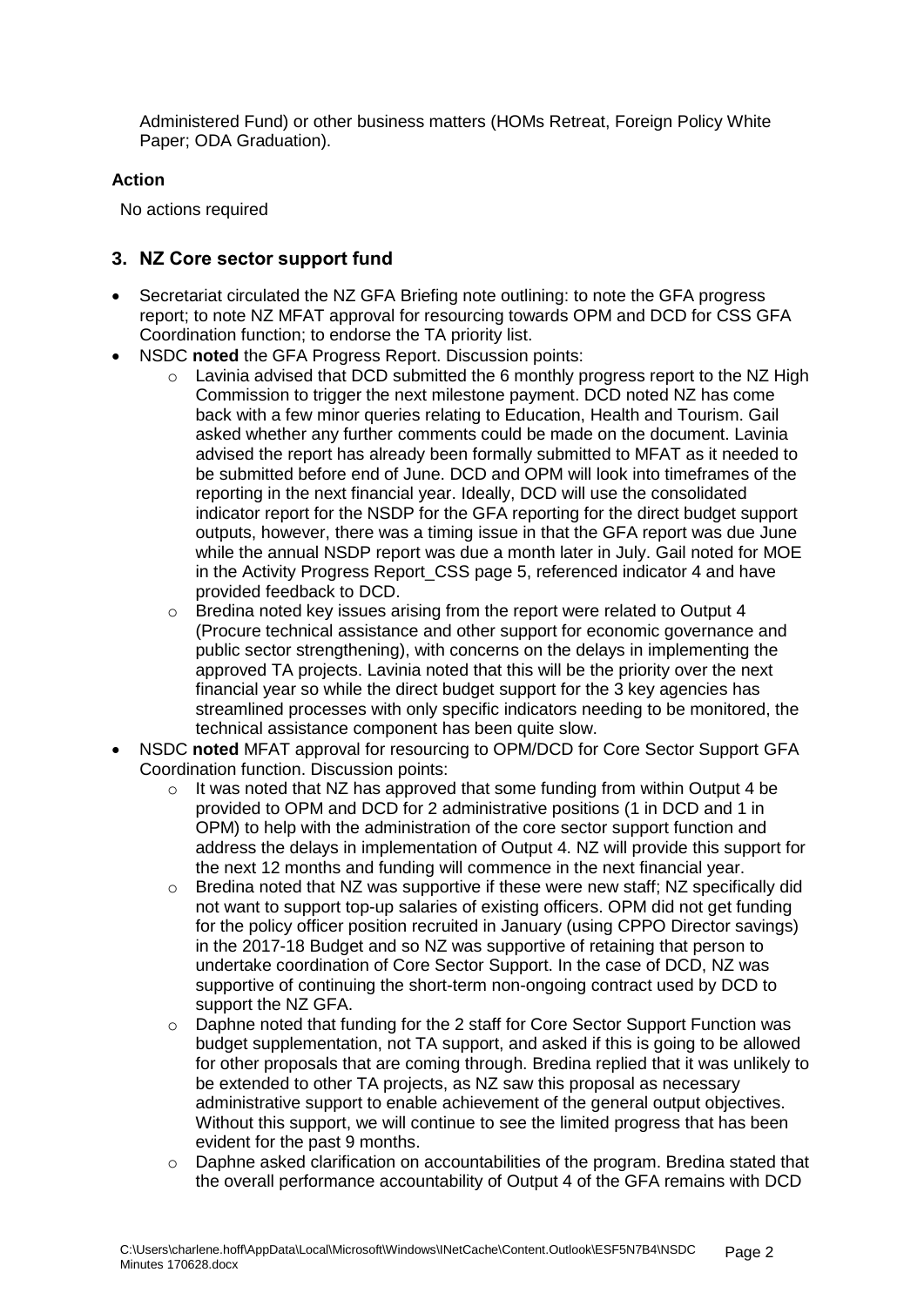Administered Fund) or other business matters (HOMs Retreat, Foreign Policy White Paper; ODA Graduation).

**Action**

No actions required

## 3. NZ Core sector support fund

- Secretariat circulated the NZ GFA Briefing note outlining: to note the GFA progress report; to note NZ MFAT approval for resourcing towards OPM and DCD for CSS GFA Coordination function; to endorse the TA priority list.
- NSDC **noted** the GFA Progress Report. Discussion points:
  - Lavinia advised that DCD submitted the 6 monthly progress report to the NZ High Commission to trigger the next milestone payment. DCD noted NZ has come back with a few minor queries relating to Education, Health and Tourism. Gail asked whether any further comments could be made on the document. Lavinia advised the report has already been formally submitted to MFAT as it needed to be submitted before end of June. DCD and OPM will look into timeframes of the reporting in the next financial year. Ideally, DCD will use the consolidated indicator report for the NSDP for the GFA reporting for the direct budget support outputs, however, there was a timing issue in that the GFA report was due June while the annual NSDP report was due a month later in July. Gail noted for MOE in the Activity Progress Report_CSS page 5, referenced indicator 4 and have provided feedback to DCD.
  - Bredina noted key issues arising from the report were related to Output 4 (Procure technical assistance and other support for economic governance and public sector strengthening), with concerns on the delays in implementing the approved TA projects. Lavinia noted that this will be the priority over the next financial year so while the direct budget support for the 3 key agencies has streamlined processes with only specific indicators needing to be monitored, the technical assistance component has been quite slow.
- NSDC **noted** MFAT approval for resourcing to OPM/DCD for Core Sector Support GFA Coordination function. Discussion points:
  - It was noted that NZ has approved that some funding from within Output 4 be provided to OPM and DCD for 2 administrative positions (1 in DCD and 1 in OPM) to help with the administration of the core sector support function and address the delays in implementation of Output 4. NZ will provide this support for the next 12 months and funding will commence in the next financial year.
  - Bredina noted that NZ was supportive if these were new staff; NZ specifically did not want to support top-up salaries of existing officers. OPM did not get funding for the policy officer position recruited in January (using CPPO Director savings) in the 2017-18 Budget and so NZ was supportive of retaining that person to undertake coordination of Core Sector Support. In the case of DCD, NZ was supportive of continuing the short-term non-ongoing contract used by DCD to support the NZ GFA.
  - Daphne noted that funding for the 2 staff for Core Sector Support Function was budget supplementation, not TA support, and asked if this is going to be allowed for other proposals that are coming through. Bredina replied that it was unlikely to be extended to other TA projects, as NZ saw this proposal as necessary administrative support to enable achievement of the general output objectives. Without this support, we will continue to see the limited progress that has been evident for the past 9 months.
  - Daphne asked clarification on accountabilities of the program. Bredina stated that the overall performance accountability of Output 4 of the GFA remains with DCD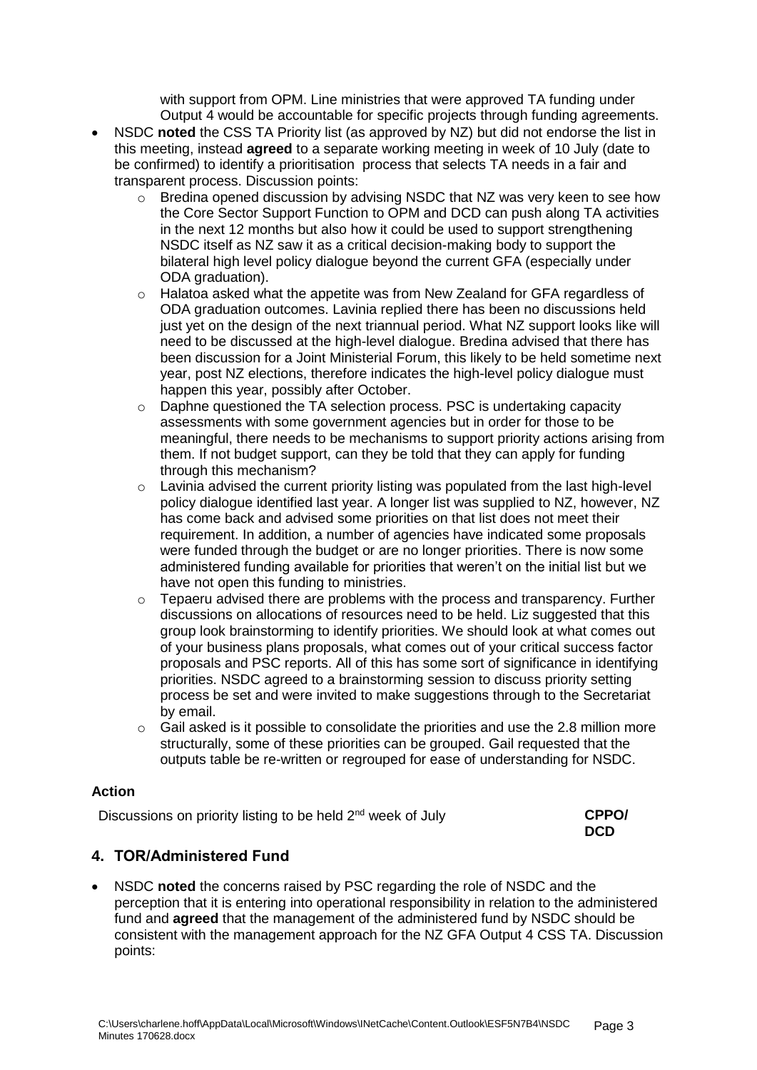with support from OPM. Line ministries that were approved TA funding under Output 4 would be accountable for specific projects through funding agreements.

- NSDC **noted** the CSS TA Priority list (as approved by NZ) but did not endorse the list in this meeting, instead **agreed** to a separate working meeting in week of 10 July (date to be confirmed) to identify a prioritisation process that selects TA needs in a fair and transparent process. Discussion points:
  - Bredina opened discussion by advising NSDC that NZ was very keen to see how the Core Sector Support Function to OPM and DCD can push along TA activities in the next 12 months but also how it could be used to support strengthening NSDC itself as NZ saw it as a critical decision-making body to support the bilateral high level policy dialogue beyond the current GFA (especially under ODA graduation).
  - Halatoa asked what the appetite was from New Zealand for GFA regardless of ODA graduation outcomes. Lavinia replied there has been no discussions held just yet on the design of the next triannual period. What NZ support looks like will need to be discussed at the high-level dialogue. Bredina advised that there has been discussion for a Joint Ministerial Forum, this likely to be held sometime next year, post NZ elections, therefore indicates the high-level policy dialogue must happen this year, possibly after October.
  - Daphne questioned the TA selection process. PSC is undertaking capacity assessments with some government agencies but in order for those to be meaningful, there needs to be mechanisms to support priority actions arising from them. If not budget support, can they be told that they can apply for funding through this mechanism?
  - Lavinia advised the current priority listing was populated from the last high-level policy dialogue identified last year. A longer list was supplied to NZ, however, NZ has come back and advised some priorities on that list does not meet their requirement. In addition, a number of agencies have indicated some proposals were funded through the budget or are no longer priorities. There is now some administered funding available for priorities that weren't on the initial list but we have not open this funding to ministries.
  - Tepaeru advised there are problems with the process and transparency. Further discussions on allocations of resources need to be held. Liz suggested that this group look brainstorming to identify priorities. We should look at what comes out of your business plans proposals, what comes out of your critical success factor proposals and PSC reports. All of this has some sort of significance in identifying priorities. NSDC agreed to a brainstorming session to discuss priority setting process be set and were invited to make suggestions through to the Secretariat by email.
  - Gail asked is it possible to consolidate the priorities and use the 2.8 million more structurally, some of these priorities can be grouped. Gail requested that the outputs table be re-written or regrouped for ease of understanding for NSDC.

**Action**

| | |
|---|---|
| Discussions on priority listing to be held 2nd week of July | **CPPO/ DCD** |

## 4. TOR/Administered Fund

- NSDC **noted** the concerns raised by PSC regarding the role of NSDC and the perception that it is entering into operational responsibility in relation to the administered fund and **agreed** that the management of the administered fund by NSDC should be consistent with the management approach for the NZ GFA Output 4 CSS TA. Discussion points: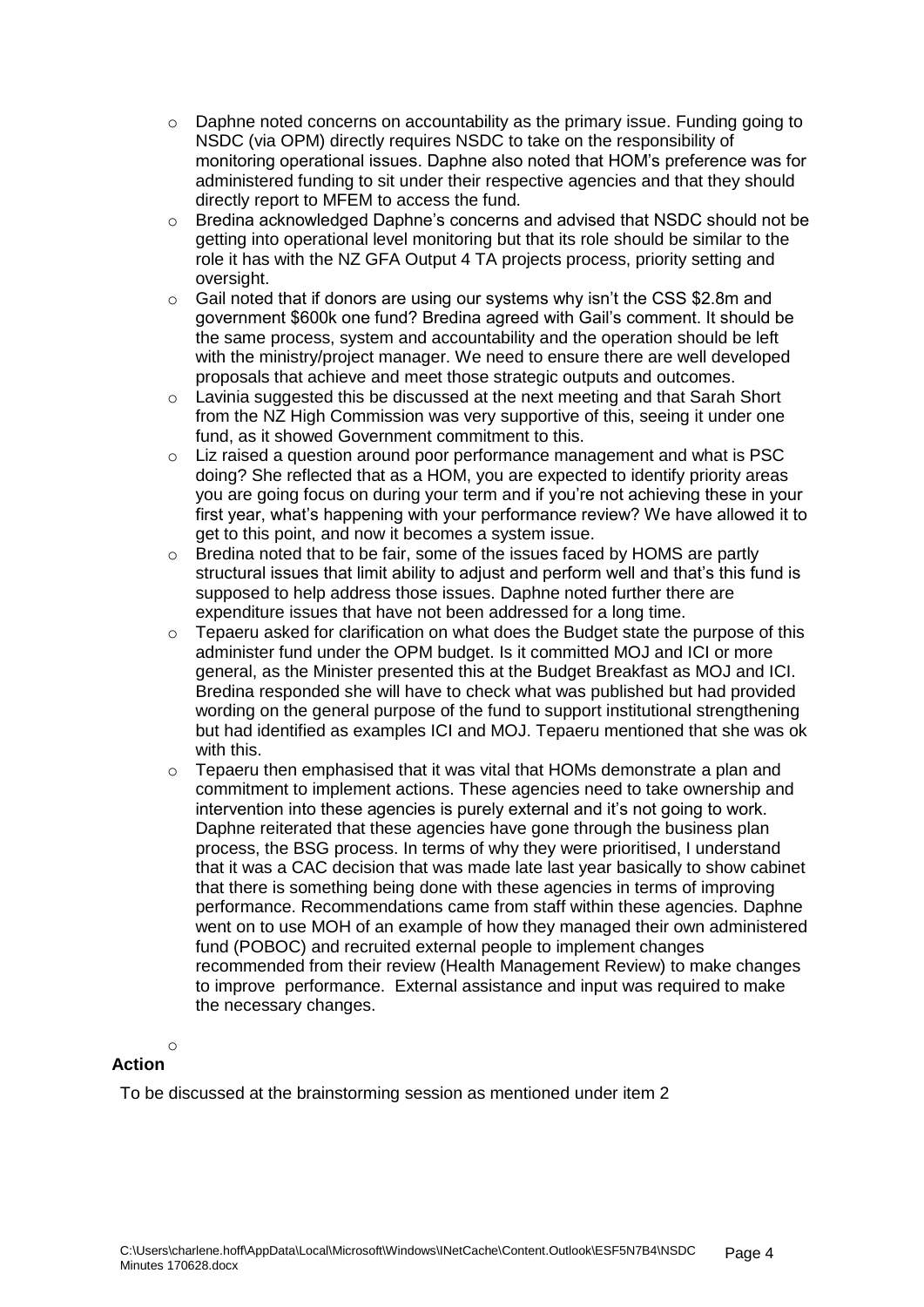- Daphne noted concerns on accountability as the primary issue. Funding going to NSDC (via OPM) directly requires NSDC to take on the responsibility of monitoring operational issues. Daphne also noted that HOM's preference was for administered funding to sit under their respective agencies and that they should directly report to MFEM to access the fund.
- Bredina acknowledged Daphne's concerns and advised that NSDC should not be getting into operational level monitoring but that its role should be similar to the role it has with the NZ GFA Output 4 TA projects process, priority setting and oversight.
- Gail noted that if donors are using our systems why isn't the CSS $2.8m and government $600k one fund? Bredina agreed with Gail's comment. It should be the same process, system and accountability and the operation should be left with the ministry/project manager. We need to ensure there are well developed proposals that achieve and meet those strategic outputs and outcomes.
- Lavinia suggested this be discussed at the next meeting and that Sarah Short from the NZ High Commission was very supportive of this, seeing it under one fund, as it showed Government commitment to this.
- Liz raised a question around poor performance management and what is PSC doing? She reflected that as a HOM, you are expected to identify priority areas you are going focus on during your term and if you're not achieving these in your first year, what's happening with your performance review? We have allowed it to get to this point, and now it becomes a system issue.
- Bredina noted that to be fair, some of the issues faced by HOMS are partly structural issues that limit ability to adjust and perform well and that's this fund is supposed to help address those issues. Daphne noted further there are expenditure issues that have not been addressed for a long time.
- Tepaeru asked for clarification on what does the Budget state the purpose of this administer fund under the OPM budget. Is it committed MOJ and ICI or more general, as the Minister presented this at the Budget Breakfast as MOJ and ICI. Bredina responded she will have to check what was published but had provided wording on the general purpose of the fund to support institutional strengthening but had identified as examples ICI and MOJ. Tepaeru mentioned that she was ok with this.
- Tepaeru then emphasised that it was vital that HOMs demonstrate a plan and commitment to implement actions. These agencies need to take ownership and intervention into these agencies is purely external and it's not going to work. Daphne reiterated that these agencies have gone through the business plan process, the BSG process. In terms of why they were prioritised, I understand that it was a CAC decision that was made late last year basically to show cabinet that there is something being done with these agencies in terms of improving performance. Recommendations came from staff within these agencies. Daphne went on to use MOH of an example of how they managed their own administered fund (POBOC) and recruited external people to implement changes recommended from their review (Health Management Review) to make changes to improve performance. External assistance and input was required to make the necessary changes.

**Action**

To be discussed at the brainstorming session as mentioned under item 2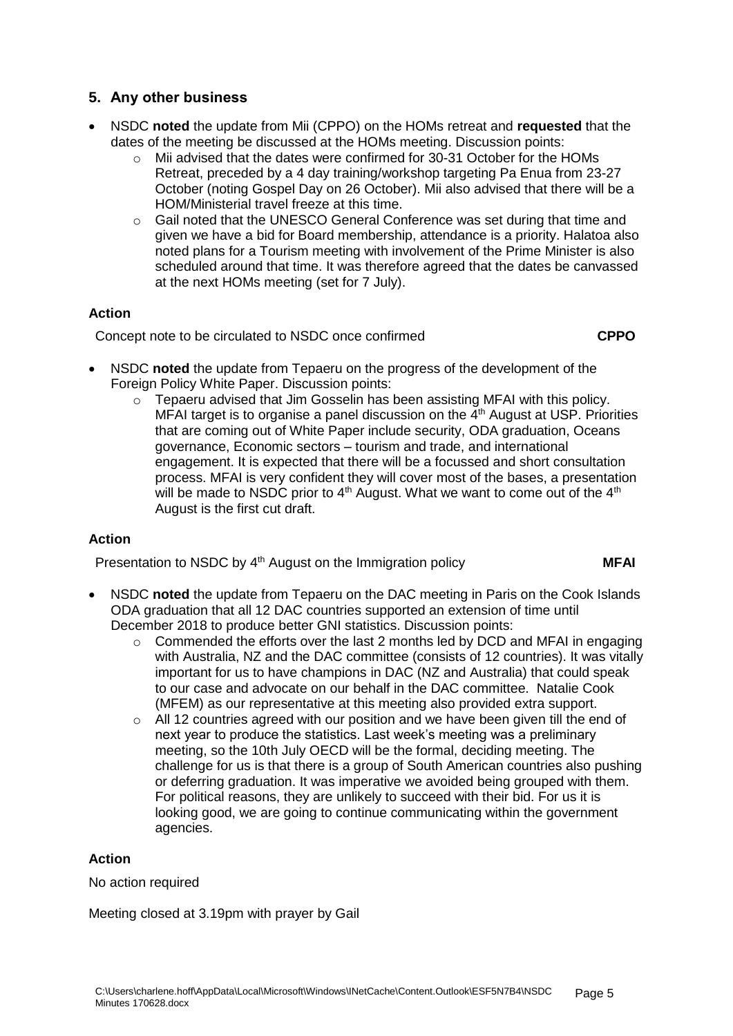## 5. Any other business

- NSDC **noted** the update from Mii (CPPO) on the HOMs retreat and **requested** that the dates of the meeting be discussed at the HOMs meeting. Discussion points:
    - Mii advised that the dates were confirmed for 30-31 October for the HOMs Retreat, preceded by a 4 day training/workshop targeting Pa Enua from 23-27 October (noting Gospel Day on 26 October). Mii also advised that there will be a HOM/Ministerial travel freeze at this time.
    - Gail noted that the UNESCO General Conference was set during that time and given we have a bid for Board membership, attendance is a priority. Halatoa also noted plans for a Tourism meeting with involvement of the Prime Minister is also scheduled around that time. It was therefore agreed that the dates be canvassed at the next HOMs meeting (set for 7 July).

**Action**

| | |
|---|---|
| Concept note to be circulated to NSDC once confirmed | **CPPO** |

- NSDC **noted** the update from Tepaeru on the progress of the development of the Foreign Policy White Paper. Discussion points:
    - Tepaeru advised that Jim Gosselin has been assisting MFAI with this policy. MFAI target is to organise a panel discussion on the 4th August at USP. Priorities that are coming out of White Paper include security, ODA graduation, Oceans governance, Economic sectors – tourism and trade, and international engagement. It is expected that there will be a focussed and short consultation process. MFAI is very confident they will cover most of the bases, a presentation will be made to NSDC prior to 4th August. What we want to come out of the 4th August is the first cut draft.

**Action**

| | |
|---|---|
| Presentation to NSDC by 4th August on the Immigration policy | **MFAI** |

- NSDC **noted** the update from Tepaeru on the DAC meeting in Paris on the Cook Islands ODA graduation that all 12 DAC countries supported an extension of time until December 2018 to produce better GNI statistics. Discussion points:
    - Commended the efforts over the last 2 months led by DCD and MFAI in engaging with Australia, NZ and the DAC committee (consists of 12 countries). It was vitally important for us to have champions in DAC (NZ and Australia) that could speak to our case and advocate on our behalf in the DAC committee. Natalie Cook (MFEM) as our representative at this meeting also provided extra support.
    - All 12 countries agreed with our position and we have been given till the end of next year to produce the statistics. Last week's meeting was a preliminary meeting, so the 10th July OECD will be the formal, deciding meeting. The challenge for us is that there is a group of South American countries also pushing or deferring graduation. It was imperative we avoided being grouped with them. For political reasons, they are unlikely to succeed with their bid. For us it is looking good, we are going to continue communicating within the government agencies.

**Action**

No action required

Meeting closed at 3.19pm with prayer by Gail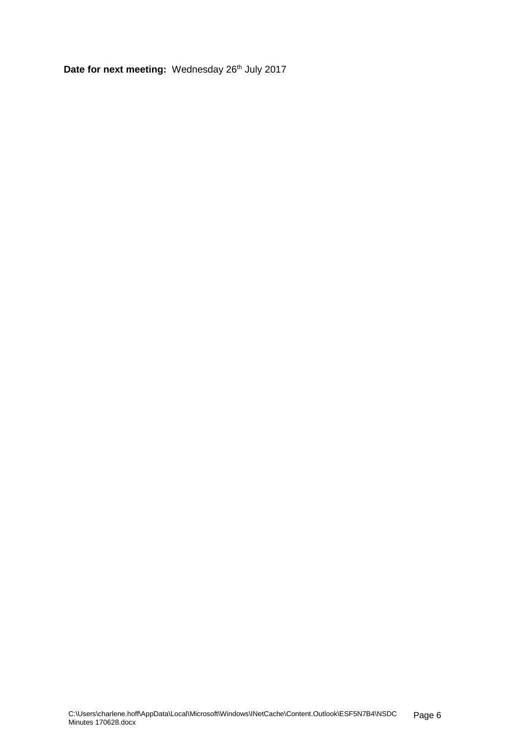**Date for next meeting:** Wednesday 26th July 2017